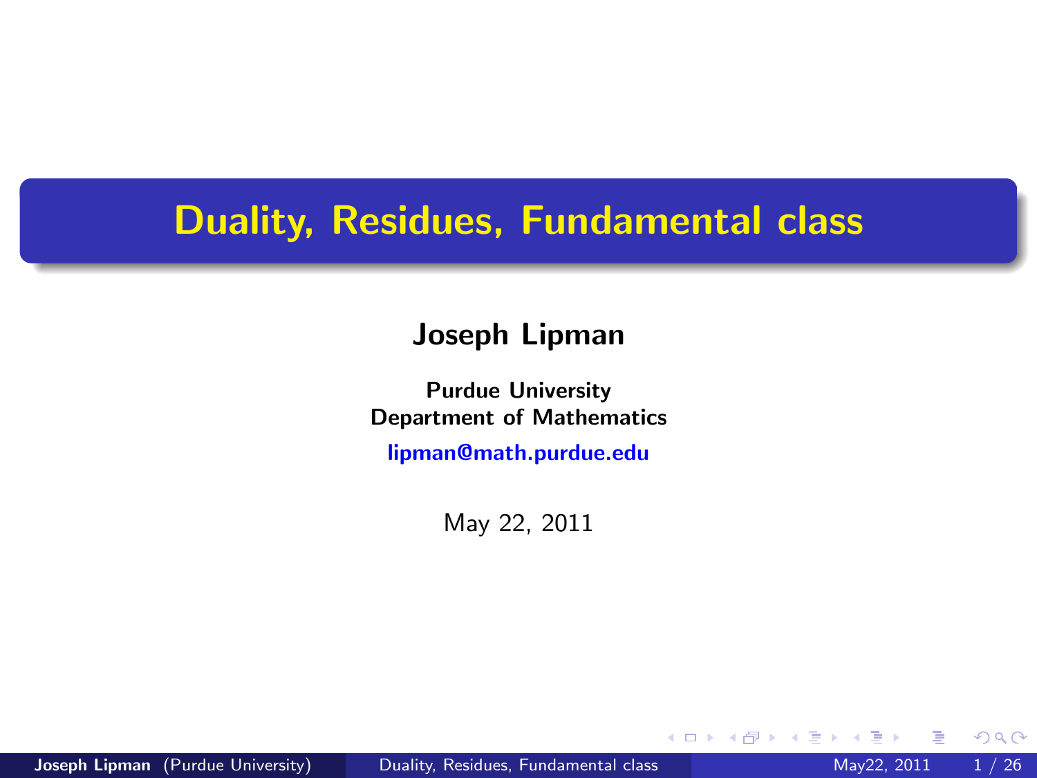# Duality, Residues, Fundamental class

**Joseph Lipman**

**Purdue University**
**Department of Mathematics**
lipman@math.purdue.edu

May 22, 2011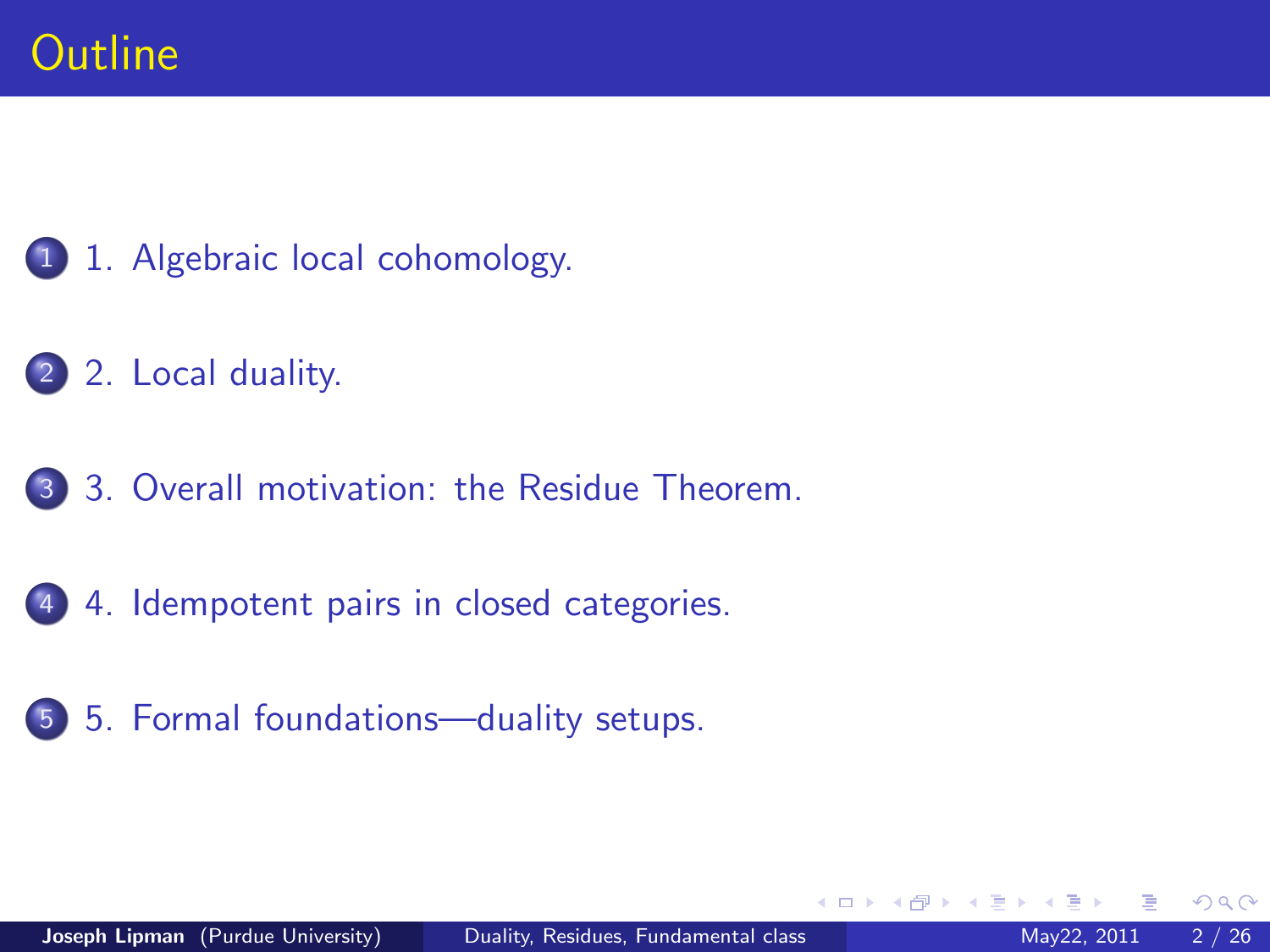# Outline

1. 1. Algebraic local cohomology.
2. 2. Local duality.
3. 3. Overall motivation: the Residue Theorem.
4. 4. Idempotent pairs in closed categories.
5. 5. Formal foundations—duality setups.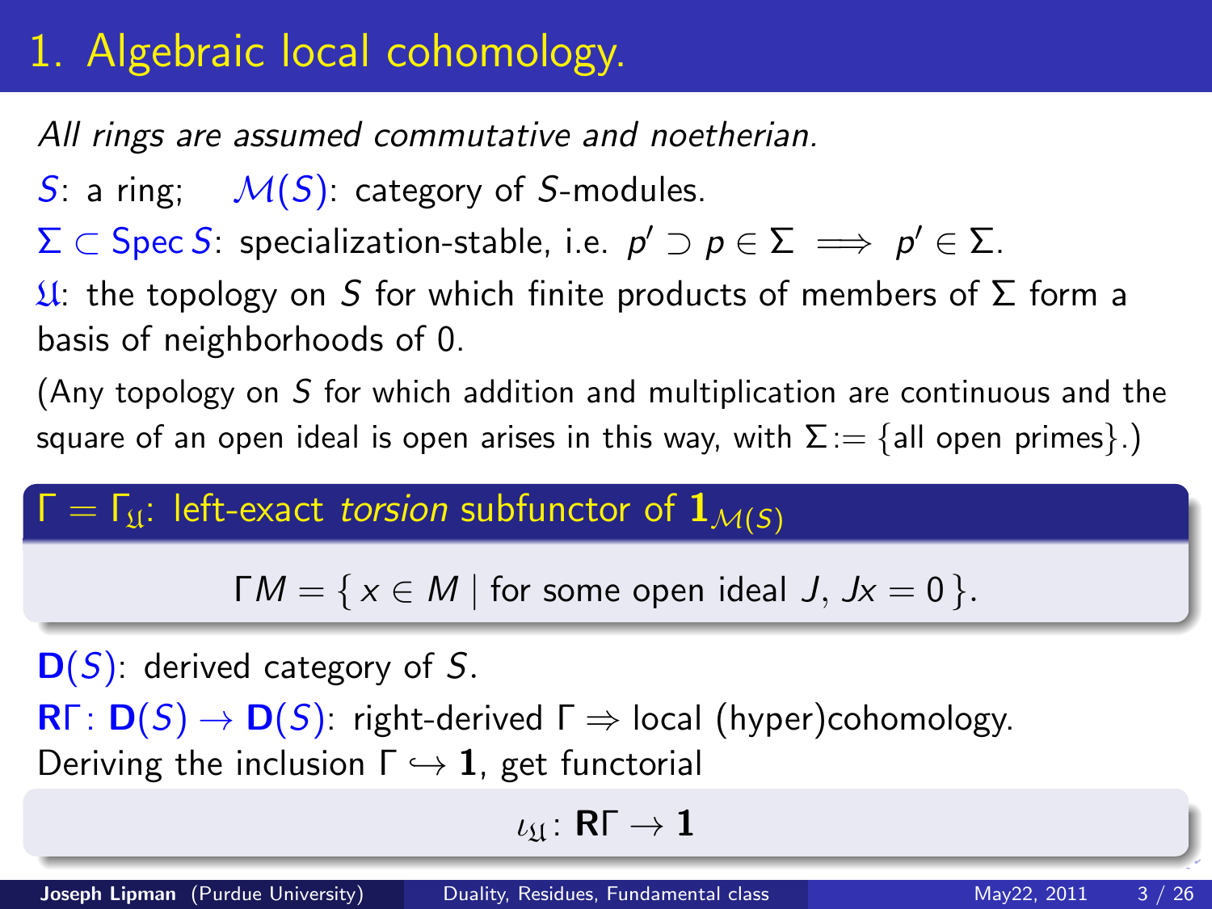# 1. Algebraic local cohomology.

*All rings are assumed commutative and noetherian.*

$S$: a ring; $\mathcal{M}(S)$: category of $S$-modules.

$\Sigma \subset \operatorname{Spec} S$: specialization-stable, i.e. $p' \supset p \in \Sigma \implies p' \in \Sigma$.

$\mathfrak{U}$: the topology on $S$ for which finite products of members of $\Sigma$ form a basis of neighborhoods of 0.

(Any topology on $S$ for which addition and multiplication are continuous and the square of an open ideal is open arises in this way, with $\Sigma := \{\text{all open primes}\}$.)

**$\Gamma = \Gamma_{\mathfrak{U}}$: left-exact *torsion* subfunctor of $\mathbf{1}_{\mathcal{M}(S)}$**

$$\Gamma M = \{\, x \in M \mid \text{for some open ideal } J,\ Jx = 0 \,\}.$$

$\mathbf{D}(S)$: derived category of $S$.

$\mathbf{R}\Gamma \colon \mathbf{D}(S) \to \mathbf{D}(S)$: right-derived $\Gamma \Rightarrow$ local (hyper)cohomology.

Deriving the inclusion $\Gamma \hookrightarrow \mathbf{1}$, get functorial

$$\iota_{\mathfrak{U}} \colon \mathbf{R}\Gamma \to \mathbf{1}$$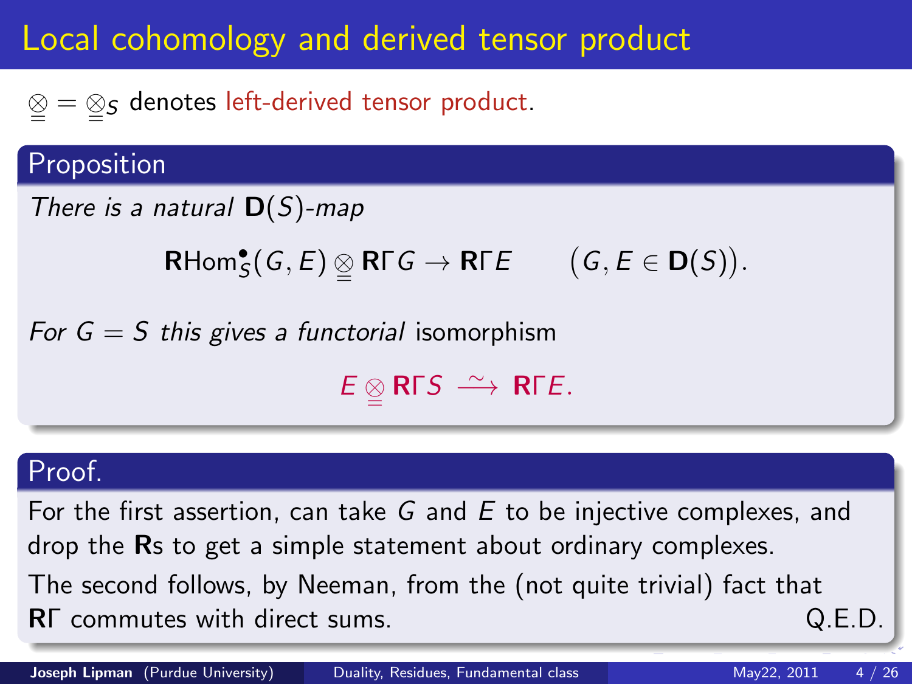# Local cohomology and derived tensor product

$\underline{\otimes} = \underline{\otimes}_S$ denotes left-derived tensor product.

## Proposition

*There is a natural* $\mathbf{D}(S)$*-map*

$$\mathbf{R}\mathrm{Hom}^{\bullet}_S(G, E) \underline{\otimes} \mathbf{R}\Gamma G \to \mathbf{R}\Gamma E \qquad \big(G, E \in \mathbf{D}(S)\big).$$

*For* $G = S$ *this gives a functorial* isomorphism

$$E \underline{\otimes} \mathbf{R}\Gamma S \xrightarrow{\sim} \mathbf{R}\Gamma E.$$

## Proof.

For the first assertion, can take $G$ and $E$ to be injective complexes, and drop the $\mathbf{R}$s to get a simple statement about ordinary complexes.

The second follows, by Neeman, from the (not quite trivial) fact that $\mathbf{R}\Gamma$ commutes with direct sums. Q.E.D.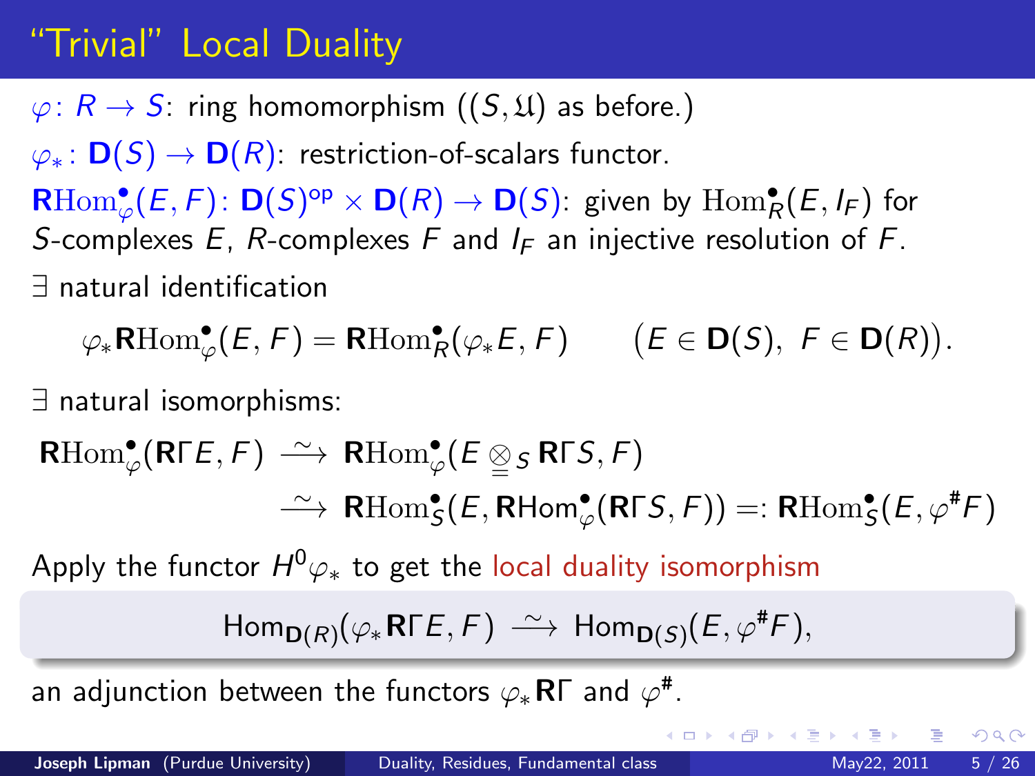# "Trivial" Local Duality

$\varphi\colon R \to S$: ring homomorphism ($(S, \mathfrak{U})$ as before.)

$\varphi_*\colon \mathbf{D}(S) \to \mathbf{D}(R)$: restriction-of-scalars functor.

$\mathbf{R}\mathrm{Hom}^\bullet_\varphi(E, F)\colon \mathbf{D}(S)^{\mathrm{op}} \times \mathbf{D}(R) \to \mathbf{D}(S)$: given by $\mathrm{Hom}^\bullet_R(E, I_F)$ for $S$-complexes $E$, $R$-complexes $F$ and $I_F$ an injective resolution of $F$.

$\exists$ natural identification

$$\varphi_*\mathbf{R}\mathrm{Hom}^\bullet_\varphi(E, F) = \mathbf{R}\mathrm{Hom}^\bullet_R(\varphi_* E, F) \qquad \big(E \in \mathbf{D}(S),\ F \in \mathbf{D}(R)\big).$$

$\exists$ natural isomorphisms:

$$\begin{aligned}
\mathbf{R}\mathrm{Hom}^\bullet_\varphi(\mathbf{R}\Gamma E, F) &\xrightarrow{\ \sim\ } \mathbf{R}\mathrm{Hom}^\bullet_\varphi(E \underline{\underline{\otimes}}_S \mathbf{R}\Gamma S, F) \\
&\xrightarrow{\ \sim\ } \mathbf{R}\mathrm{Hom}^\bullet_S(E, \mathbf{R}\mathrm{Hom}^\bullet_\varphi(\mathbf{R}\Gamma S, F)) =: \mathbf{R}\mathrm{Hom}^\bullet_S(E, \varphi^\# F)
\end{aligned}$$

Apply the functor $H^0\varphi_*$ to get the local duality isomorphism

$$\mathrm{Hom}_{\mathbf{D}(R)}(\varphi_*\mathbf{R}\Gamma E, F) \xrightarrow{\ \sim\ } \mathrm{Hom}_{\mathbf{D}(S)}(E, \varphi^\# F),$$

an adjunction between the functors $\varphi_*\mathbf{R}\Gamma$ and $\varphi^\#$.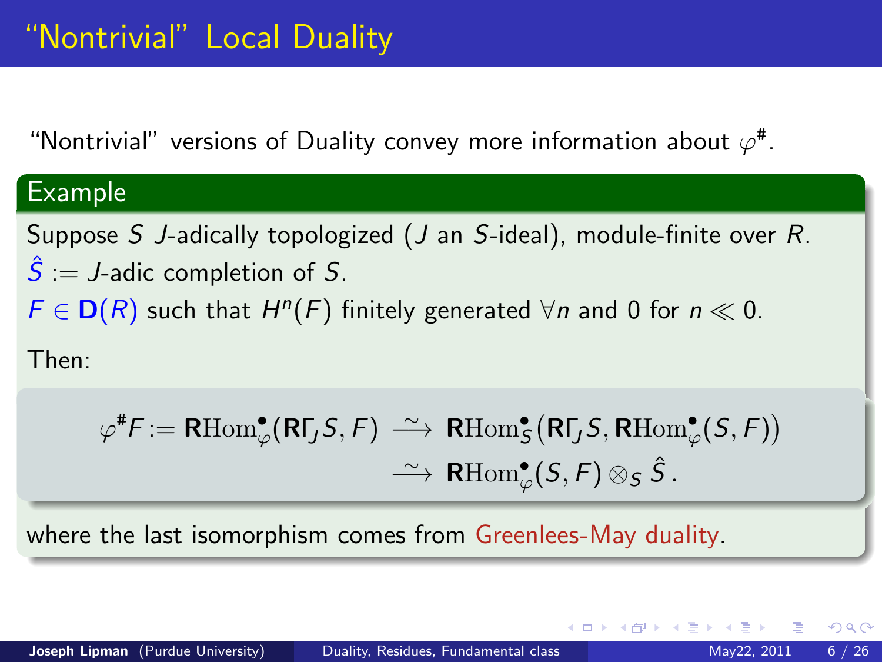# "Nontrivial" Local Duality

"Nontrivial" versions of Duality convey more information about $\varphi^{\#}$.

**Example**

Suppose $S$ $J$-adically topologized ($J$ an $S$-ideal), module-finite over $R$.
$\hat{S} :=$ $J$-adic completion of $S$.
$F \in \mathbf{D}(R)$ such that $H^n(F)$ finitely generated $\forall n$ and $0$ for $n \ll 0$.

Then:

$$\begin{aligned}
\varphi^{\#}F := \mathbf{R}\mathrm{Hom}^{\bullet}_{\varphi}(\mathbf{R}\Gamma_J S, F) &\xrightarrow{\ \sim\ } \mathbf{R}\mathrm{Hom}^{\bullet}_{S}\big(\mathbf{R}\Gamma_J S, \mathbf{R}\mathrm{Hom}^{\bullet}_{\varphi}(S, F)\big) \\
&\xrightarrow{\ \sim\ } \mathbf{R}\mathrm{Hom}^{\bullet}_{\varphi}(S, F) \otimes_S \hat{S}\,.
\end{aligned}$$

where the last isomorphism comes from Greenlees-May duality.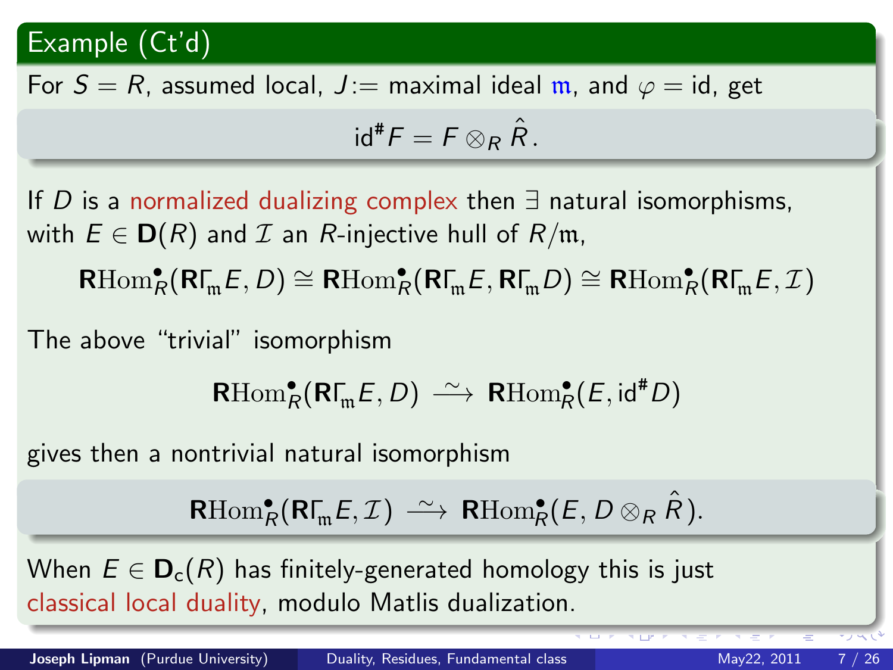## Example (Ct'd)

For $S = R$, assumed local, $J :=$ maximal ideal $\mathfrak{m}$, and $\varphi = \text{id}$, get

$$\text{id}^{\#} F = F \otimes_R \hat{R}.$$

If $D$ is a normalized dualizing complex then $\exists$ natural isomorphisms, with $E \in \mathbf{D}(R)$ and $\mathcal{I}$ an $R$-injective hull of $R/\mathfrak{m}$,

$$\mathbf{R}\mathrm{Hom}^{\bullet}_R(\mathbf{R}\Gamma_{\mathfrak{m}} E, D) \cong \mathbf{R}\mathrm{Hom}^{\bullet}_R(\mathbf{R}\Gamma_{\mathfrak{m}} E, \mathbf{R}\Gamma_{\mathfrak{m}} D) \cong \mathbf{R}\mathrm{Hom}^{\bullet}_R(\mathbf{R}\Gamma_{\mathfrak{m}} E, \mathcal{I})$$

The above "trivial" isomorphism

$$\mathbf{R}\mathrm{Hom}^{\bullet}_R(\mathbf{R}\Gamma_{\mathfrak{m}} E, D) \xrightarrow{\ \sim\ } \mathbf{R}\mathrm{Hom}^{\bullet}_R(E, \text{id}^{\#} D)$$

gives then a nontrivial natural isomorphism

$$\mathbf{R}\mathrm{Hom}^{\bullet}_R(\mathbf{R}\Gamma_{\mathfrak{m}} E, \mathcal{I}) \xrightarrow{\ \sim\ } \mathbf{R}\mathrm{Hom}^{\bullet}_R(E, D \otimes_R \hat{R}).$$

When $E \in \mathbf{D}_{\mathrm{c}}(R)$ has finitely-generated homology this is just classical local duality, modulo Matlis dualization.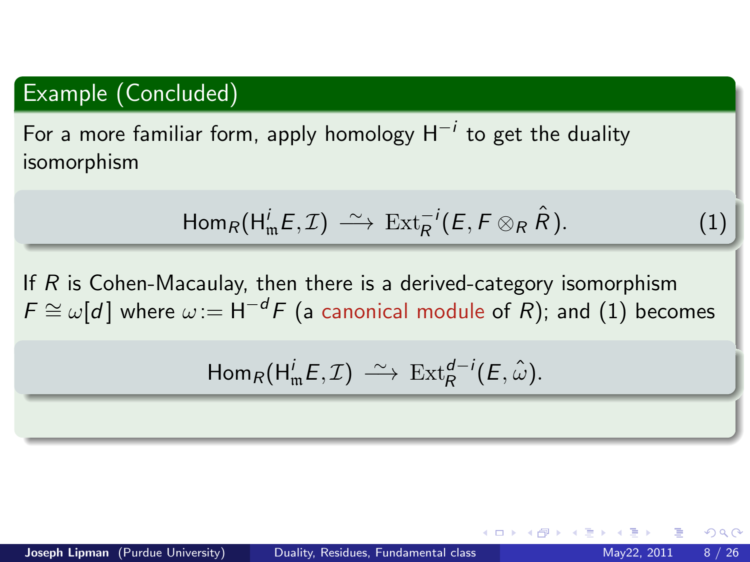## Example (Concluded)

For a more familiar form, apply homology $\mathrm{H}^{-i}$ to get the duality isomorphism

$$\mathrm{Hom}_R(\mathrm{H}^i_{\mathfrak{m}}E, \mathcal{I}) \xrightarrow{\sim} \mathrm{Ext}_R^{-i}(E, F \otimes_R \hat{R}). \tag{1}$$

If $R$ is Cohen-Macaulay, then there is a derived-category isomorphism $F \cong \omega[d]$ where $\omega := \mathrm{H}^{-d}F$ (a canonical module of $R$); and (1) becomes

$$\mathrm{Hom}_R(\mathrm{H}^i_{\mathfrak{m}}E, \mathcal{I}) \xrightarrow{\sim} \mathrm{Ext}_R^{d-i}(E, \hat{\omega}).$$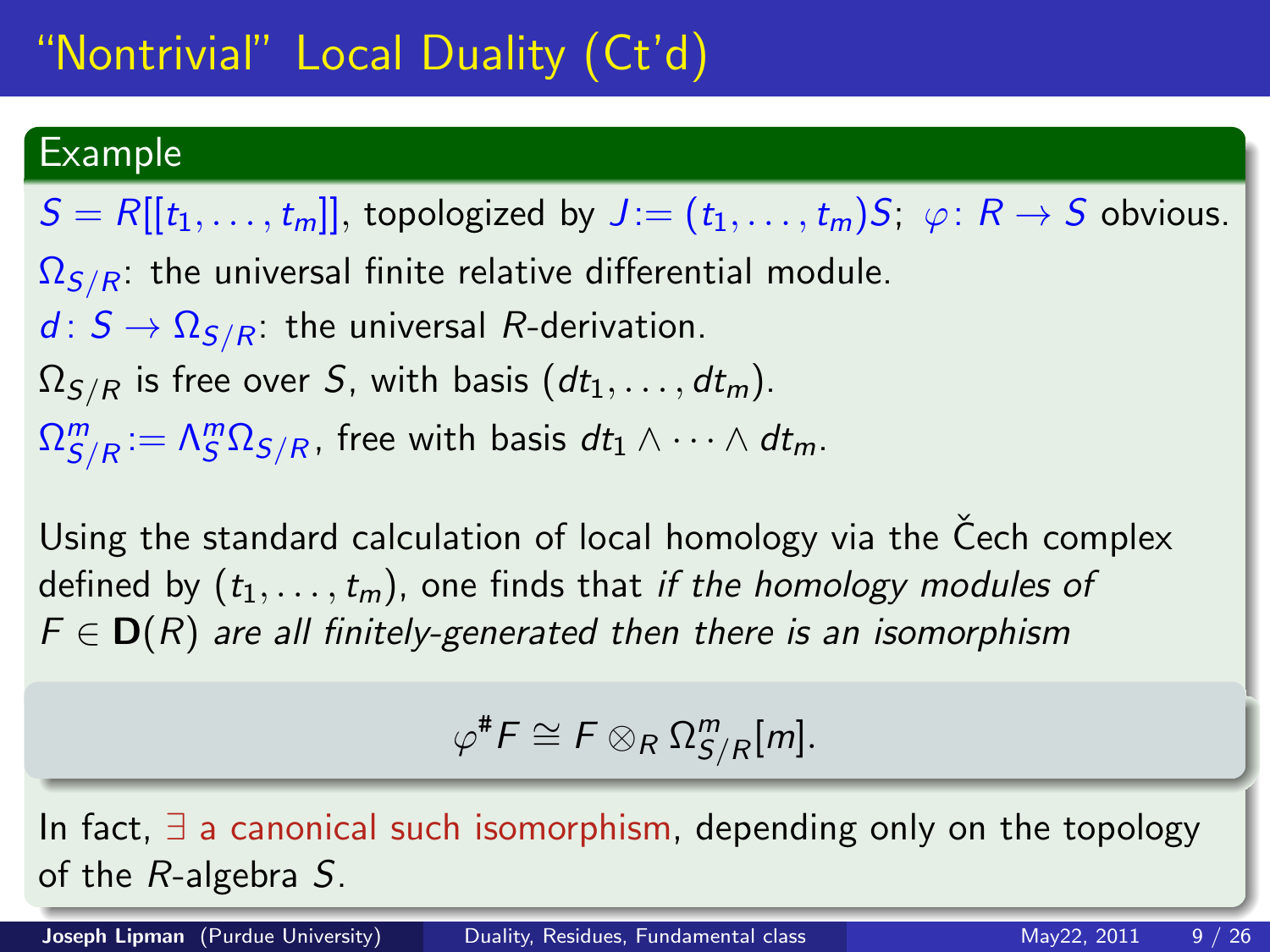# "Nontrivial" Local Duality (Ct'd)

### Example

$S = R[[t_1, \ldots, t_m]]$, topologized by $J := (t_1, \ldots, t_m)S$; $\varphi\colon R \to S$ obvious.

$\Omega_{S/R}$: the universal finite relative differential module.

$d\colon S \to \Omega_{S/R}$: the universal $R$-derivation.

$\Omega_{S/R}$ is free over $S$, with basis $(dt_1, \ldots, dt_m)$.

$\Omega^m_{S/R} := \Lambda^m_S \Omega_{S/R}$, free with basis $dt_1 \wedge \cdots \wedge dt_m$.

Using the standard calculation of local homology via the Čech complex defined by $(t_1, \ldots, t_m)$, one finds that *if the homology modules of* $F \in \mathbf{D}(R)$ *are all finitely-generated then there is an isomorphism*

$$\varphi^{\#} F \cong F \otimes_R \Omega^m_{S/R}[m].$$

In fact, $\exists$ a canonical such isomorphism, depending only on the topology of the $R$-algebra $S$.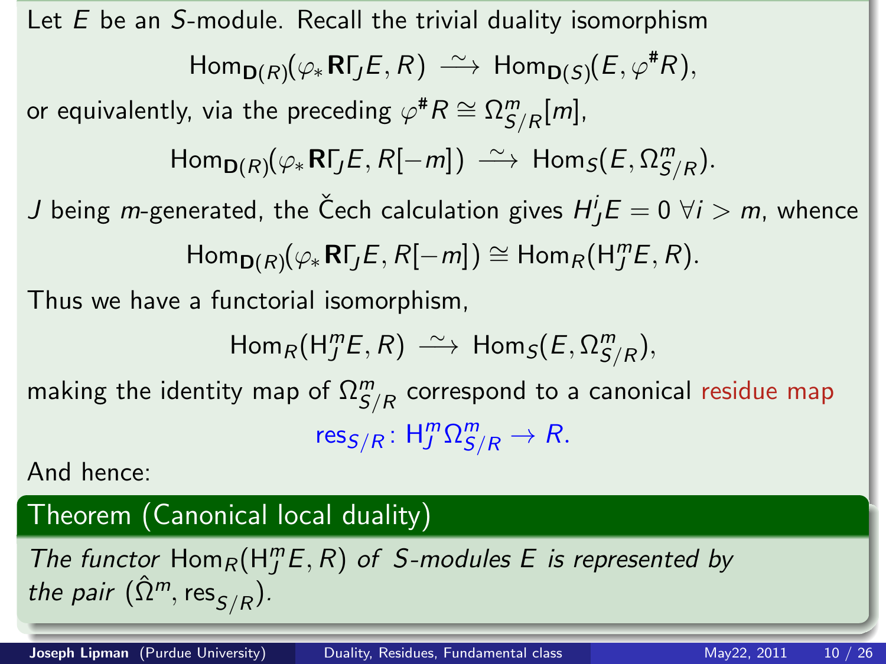Let $E$ be an $S$-module. Recall the trivial duality isomorphism

$$\mathrm{Hom}_{\mathbf{D}(R)}(\varphi_*\mathbf{R}\Gamma_J E, R) \xrightarrow{\ \sim\ } \mathrm{Hom}_{\mathbf{D}(S)}(E, \varphi^\# R),$$

or equivalently, via the preceding $\varphi^\# R \cong \Omega^m_{S/R}[m]$,

$$\mathrm{Hom}_{\mathbf{D}(R)}(\varphi_*\mathbf{R}\Gamma_J E, R[-m]) \xrightarrow{\ \sim\ } \mathrm{Hom}_S(E, \Omega^m_{S/R}).$$

$J$ being $m$-generated, the Čech calculation gives $H^i_J E = 0\ \forall i > m$, whence

$$\mathrm{Hom}_{\mathbf{D}(R)}(\varphi_*\mathbf{R}\Gamma_J E, R[-m]) \cong \mathrm{Hom}_R(\mathrm{H}^m_J E, R).$$

Thus we have a functorial isomorphism,

$$\mathrm{Hom}_R(\mathrm{H}^m_J E, R) \xrightarrow{\ \sim\ } \mathrm{Hom}_S(E, \Omega^m_{S/R}),$$

making the identity map of $\Omega^m_{S/R}$ correspond to a canonical residue map

$$\mathrm{res}_{S/R}\colon \mathrm{H}^m_J \Omega^m_{S/R} \to R.$$

And hence:

**Theorem (Canonical local duality)**

*The functor* $\mathrm{Hom}_R(\mathrm{H}^m_J E, R)$ *of* $S$*-modules* $E$ *is represented by the pair* $(\hat{\Omega}^m, \mathrm{res}_{S/R})$.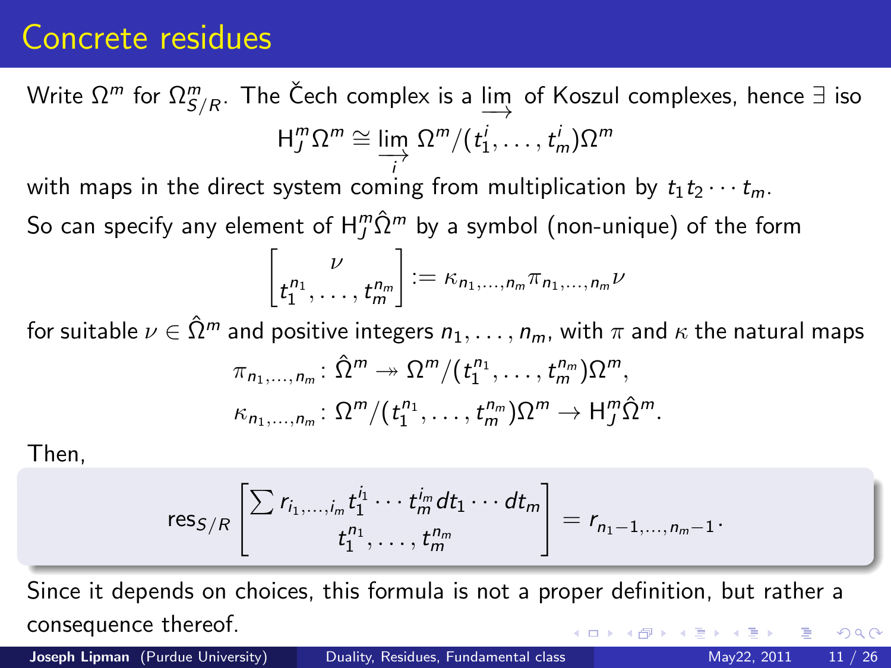# Concrete residues

Write $\Omega^m$ for $\Omega^m_{S/R}$. The Čech complex is a $\varinjlim$ of Koszul complexes, hence $\exists$ iso

$$\mathrm{H}^m_J \Omega^m \cong \varinjlim_i \Omega^m/(t_1^i, \dots, t_m^i)\Omega^m$$

with maps in the direct system coming from multiplication by $t_1 t_2 \cdots t_m$.

So can specify any element of $\mathrm{H}^m_J \hat{\Omega}^m$ by a symbol (non-unique) of the form

$$\begin{bmatrix} \nu \\ t_1^{n_1}, \dots, t_m^{n_m} \end{bmatrix} := \kappa_{n_1,\dots,n_m} \pi_{n_1,\dots,n_m} \nu$$

for suitable $\nu \in \hat{\Omega}^m$ and positive integers $n_1, \dots, n_m$, with $\pi$ and $\kappa$ the natural maps

$$\pi_{n_1,\dots,n_m} \colon \hat{\Omega}^m \twoheadrightarrow \Omega^m/(t_1^{n_1}, \dots, t_m^{n_m})\Omega^m,$$

$$\kappa_{n_1,\dots,n_m} \colon \Omega^m/(t_1^{n_1}, \dots, t_m^{n_m})\Omega^m \to \mathrm{H}^m_J \hat{\Omega}^m.$$

Then,

$$\mathrm{res}_{S/R} \begin{bmatrix} \sum r_{i_1,\dots,i_m} t_1^{i_1} \cdots t_m^{i_m} dt_1 \cdots dt_m \\ t_1^{n_1}, \dots, t_m^{n_m} \end{bmatrix} = r_{n_1-1,\dots,n_m-1}.$$

Since it depends on choices, this formula is not a proper definition, but rather a consequence thereof.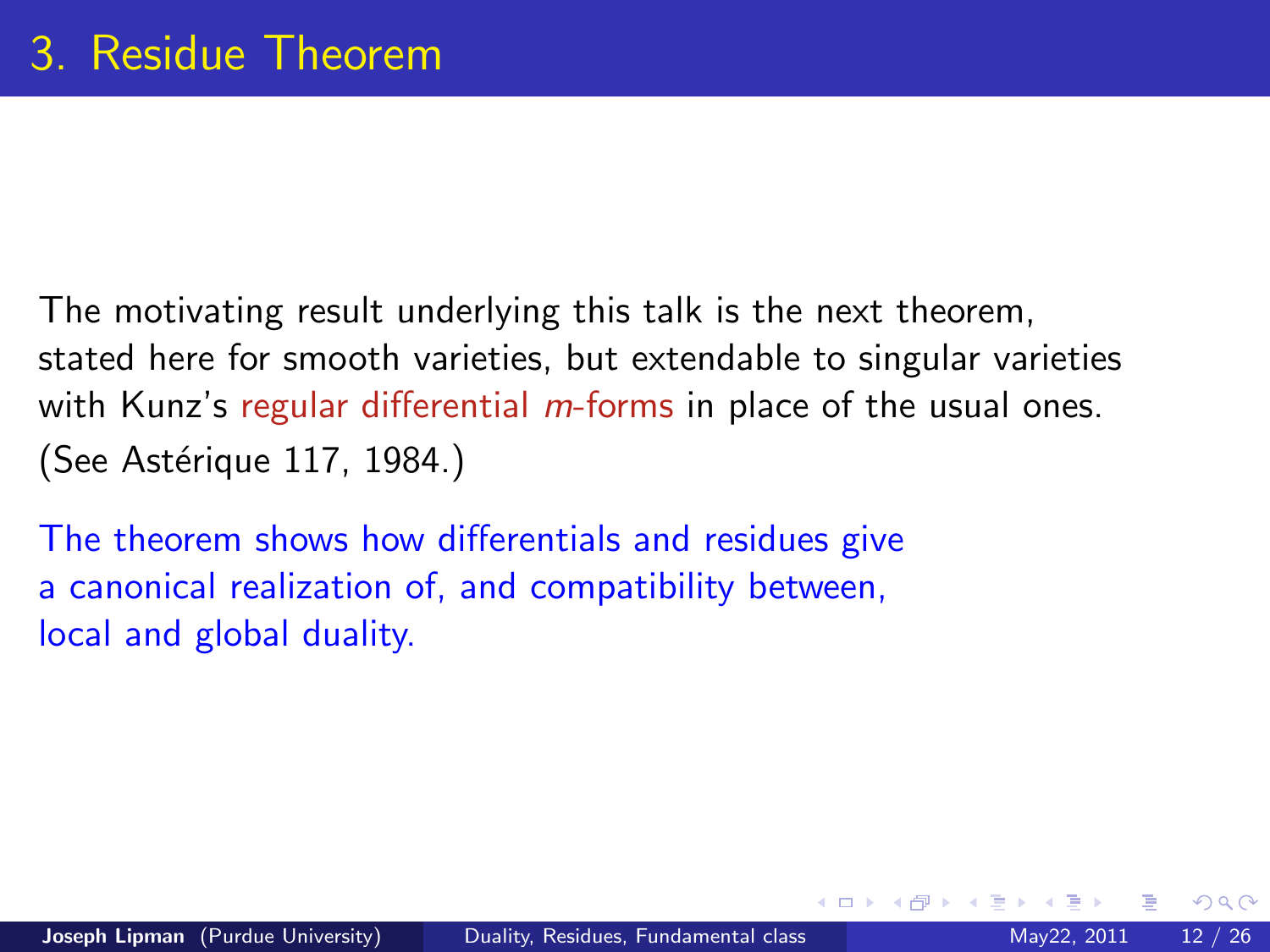# 3. Residue Theorem

The motivating result underlying this talk is the next theorem, stated here for smooth varieties, but extendable to singular varieties with Kunz's regular differential $m$-forms in place of the usual ones. (See Astérique 117, 1984.)

The theorem shows how differentials and residues give a canonical realization of, and compatibility between, local and global duality.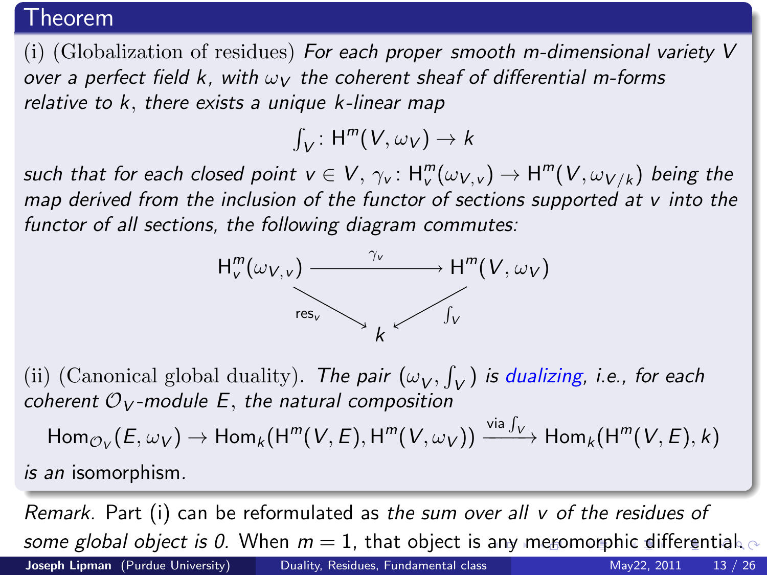## Theorem

(i) (Globalization of residues) *For each proper smooth m-dimensional variety V over a perfect field k, with $\omega_V$ the coherent sheaf of differential m-forms relative to k, there exists a unique k-linear map*

$$\int_V \colon \mathrm{H}^m(V, \omega_V) \to k$$

*such that for each closed point $v \in V$, $\gamma_v \colon \mathrm{H}^m_v(\omega_{V,v}) \to \mathrm{H}^m(V, \omega_{V/k})$ being the map derived from the inclusion of the functor of sections supported at v into the functor of all sections, the following diagram commutes:*

$$\begin{array}{ccc} \mathrm{H}^m_v(\omega_{V,v}) & \xrightarrow{\gamma_v} & \mathrm{H}^m(V, \omega_V) \\ & {\scriptstyle \mathrm{res}_v} \searrow \quad \swarrow {\scriptstyle \int_V} & \\ & k & \end{array}$$

(ii) (Canonical global duality). *The pair $(\omega_V, \int_V)$ is dualizing, i.e., for each coherent $\mathcal{O}_V$-module E, the natural composition*

$$\mathrm{Hom}_{\mathcal{O}_V}(E, \omega_V) \to \mathrm{Hom}_k(\mathrm{H}^m(V, E), \mathrm{H}^m(V, \omega_V)) \xrightarrow{\text{via } \int_V} \mathrm{Hom}_k(\mathrm{H}^m(V, E), k)$$

*is an* isomorphism.

*Remark.* Part (i) can be reformulated as *the sum over all v of the residues of some global object is 0.* When $m = 1$, that object is any meromorphic differential.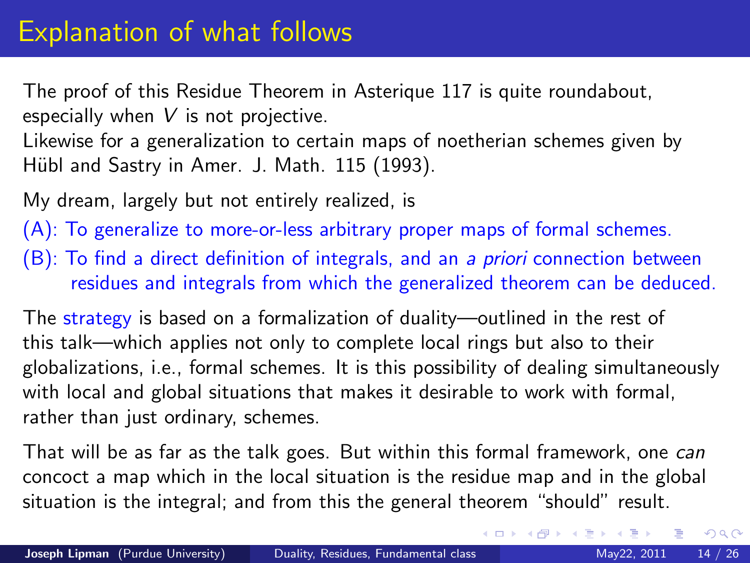# Explanation of what follows

The proof of this Residue Theorem in Asterique 117 is quite roundabout, especially when $V$ is not projective.
Likewise for a generalization to certain maps of noetherian schemes given by Hübl and Sastry in Amer. J. Math. 115 (1993).

My dream, largely but not entirely realized, is

(A): To generalize to more-or-less arbitrary proper maps of formal schemes.

(B): To find a direct definition of integrals, and an *a priori* connection between residues and integrals from which the generalized theorem can be deduced.

The strategy is based on a formalization of duality—outlined in the rest of this talk—which applies not only to complete local rings but also to their globalizations, i.e., formal schemes. It is this possibility of dealing simultaneously with local and global situations that makes it desirable to work with formal, rather than just ordinary, schemes.

That will be as far as the talk goes. But within this formal framework, one *can* concoct a map which in the local situation is the residue map and in the global situation is the integral; and from this the general theorem “should” result.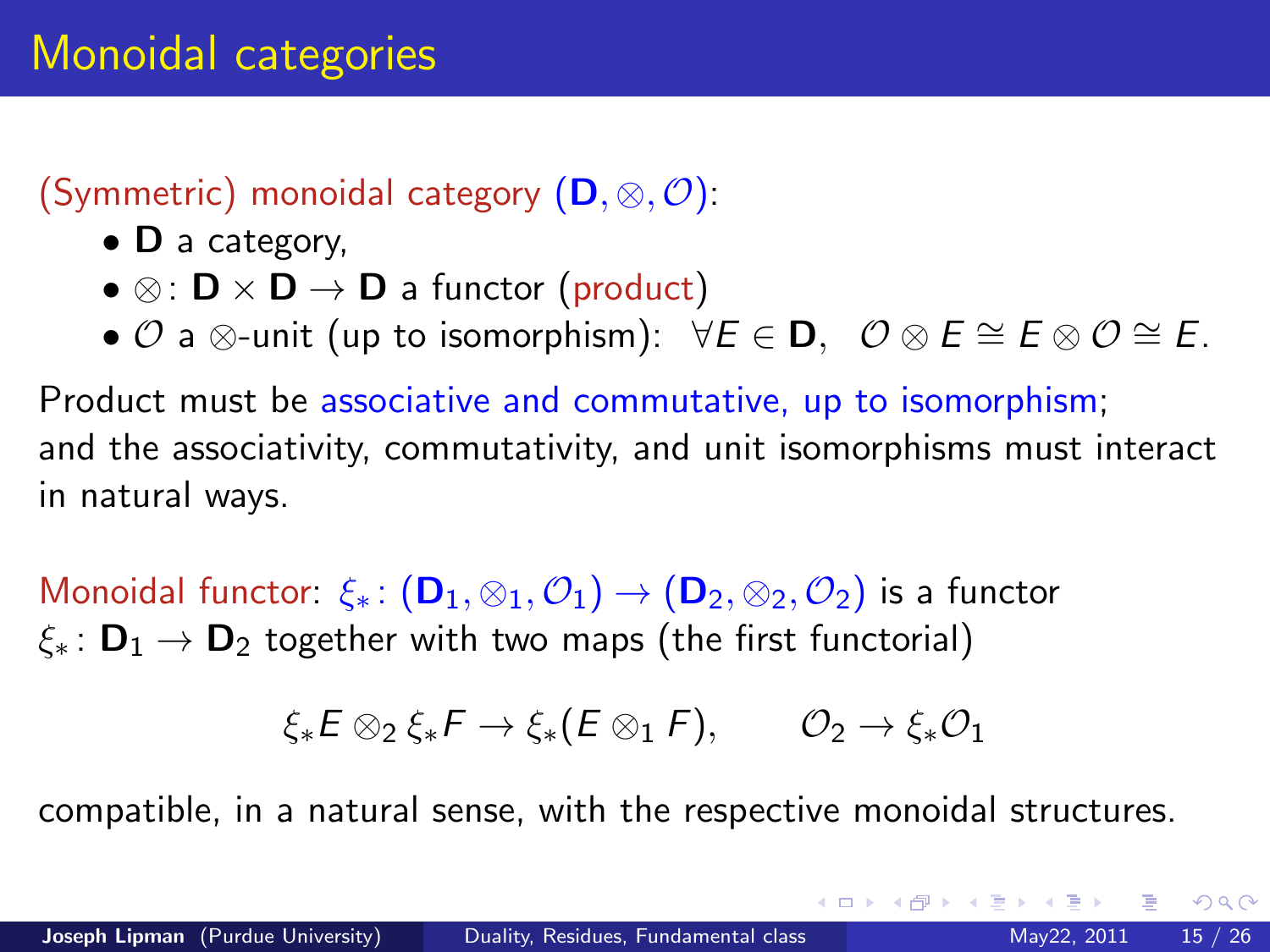# Monoidal categories

(Symmetric) monoidal category $(\mathbf{D}, \otimes, \mathcal{O})$:

- $\mathbf{D}$ a category,
- $\otimes \colon \mathbf{D} \times \mathbf{D} \to \mathbf{D}$ a functor (product)
- $\mathcal{O}$ a $\otimes$-unit (up to isomorphism): $\forall E \in \mathbf{D}, \quad \mathcal{O} \otimes E \cong E \otimes \mathcal{O} \cong E.$

Product must be associative and commutative, up to isomorphism; and the associativity, commutativity, and unit isomorphisms must interact in natural ways.

Monoidal functor: $\xi_* \colon (\mathbf{D}_1, \otimes_1, \mathcal{O}_1) \to (\mathbf{D}_2, \otimes_2, \mathcal{O}_2)$ is a functor $\xi_* \colon \mathbf{D}_1 \to \mathbf{D}_2$ together with two maps (the first functorial)

$$\xi_* E \otimes_2 \xi_* F \to \xi_*(E \otimes_1 F), \qquad \mathcal{O}_2 \to \xi_* \mathcal{O}_1$$

compatible, in a natural sense, with the respective monoidal structures.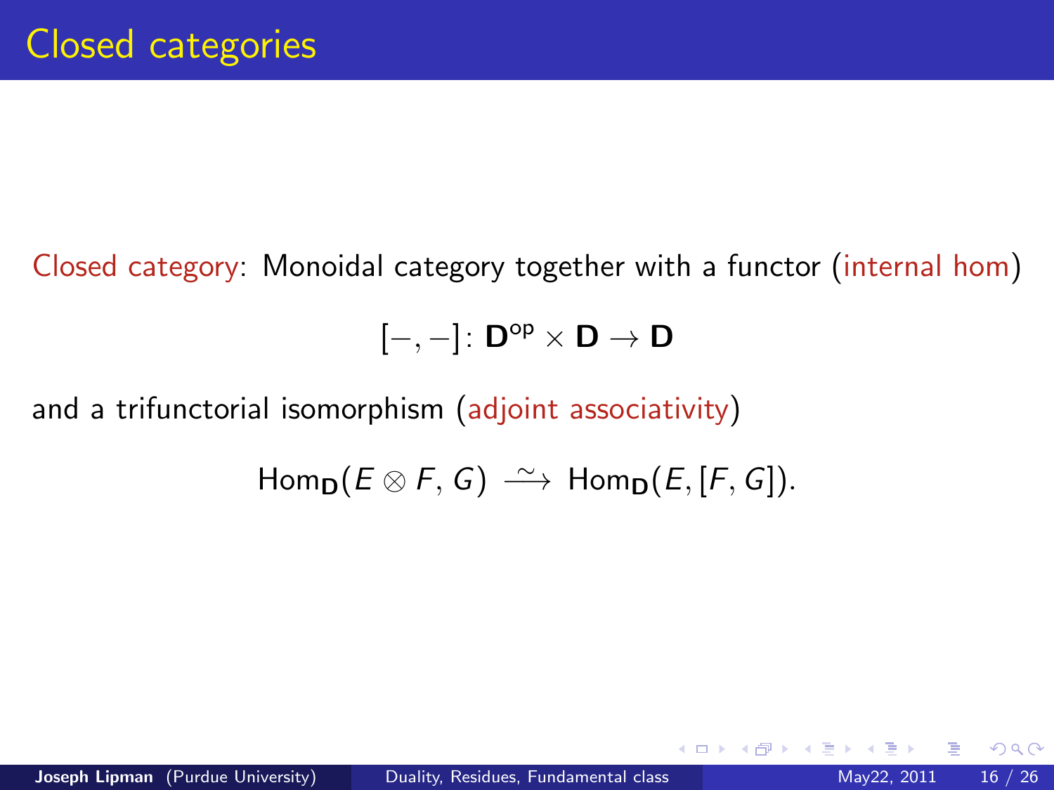# Closed categories

Closed category: Monoidal category together with a functor (internal hom)

$$[-,-]\colon \mathbf{D}^{\mathrm{op}} \times \mathbf{D} \to \mathbf{D}$$

and a trifunctorial isomorphism (adjoint associativity)

$$\mathrm{Hom}_{\mathbf{D}}(E \otimes F, G) \xrightarrow{\sim} \mathrm{Hom}_{\mathbf{D}}(E, [F, G]).$$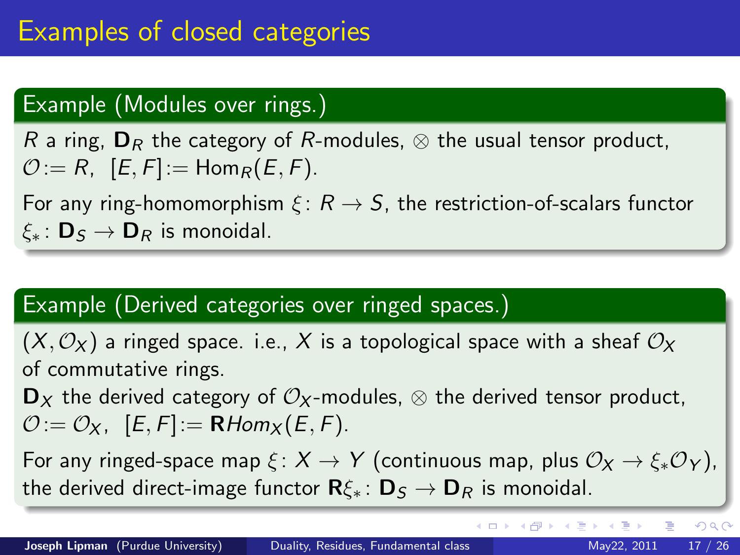# Examples of closed categories

### Example (Modules over rings.)

$R$ a ring, $\mathbf{D}_R$ the category of $R$-modules, $\otimes$ the usual tensor product, $\mathcal{O} := R$, $[E, F] := \mathrm{Hom}_R(E, F)$.

For any ring-homomorphism $\xi \colon R \to S$, the restriction-of-scalars functor $\xi_* \colon \mathbf{D}_S \to \mathbf{D}_R$ is monoidal.

### Example (Derived categories over ringed spaces.)

$(X, \mathcal{O}_X)$ a ringed space. i.e., $X$ is a topological space with a sheaf $\mathcal{O}_X$ of commutative rings.

$\mathbf{D}_X$ the derived category of $\mathcal{O}_X$-modules, $\otimes$ the derived tensor product, $\mathcal{O} := \mathcal{O}_X$, $[E, F] := \mathbf{R}\mathit{Hom}_X(E, F)$.

For any ringed-space map $\xi \colon X \to Y$ (continuous map, plus $\mathcal{O}_X \to \xi_* \mathcal{O}_Y$), the derived direct-image functor $\mathbf{R}\xi_* \colon \mathbf{D}_S \to \mathbf{D}_R$ is monoidal.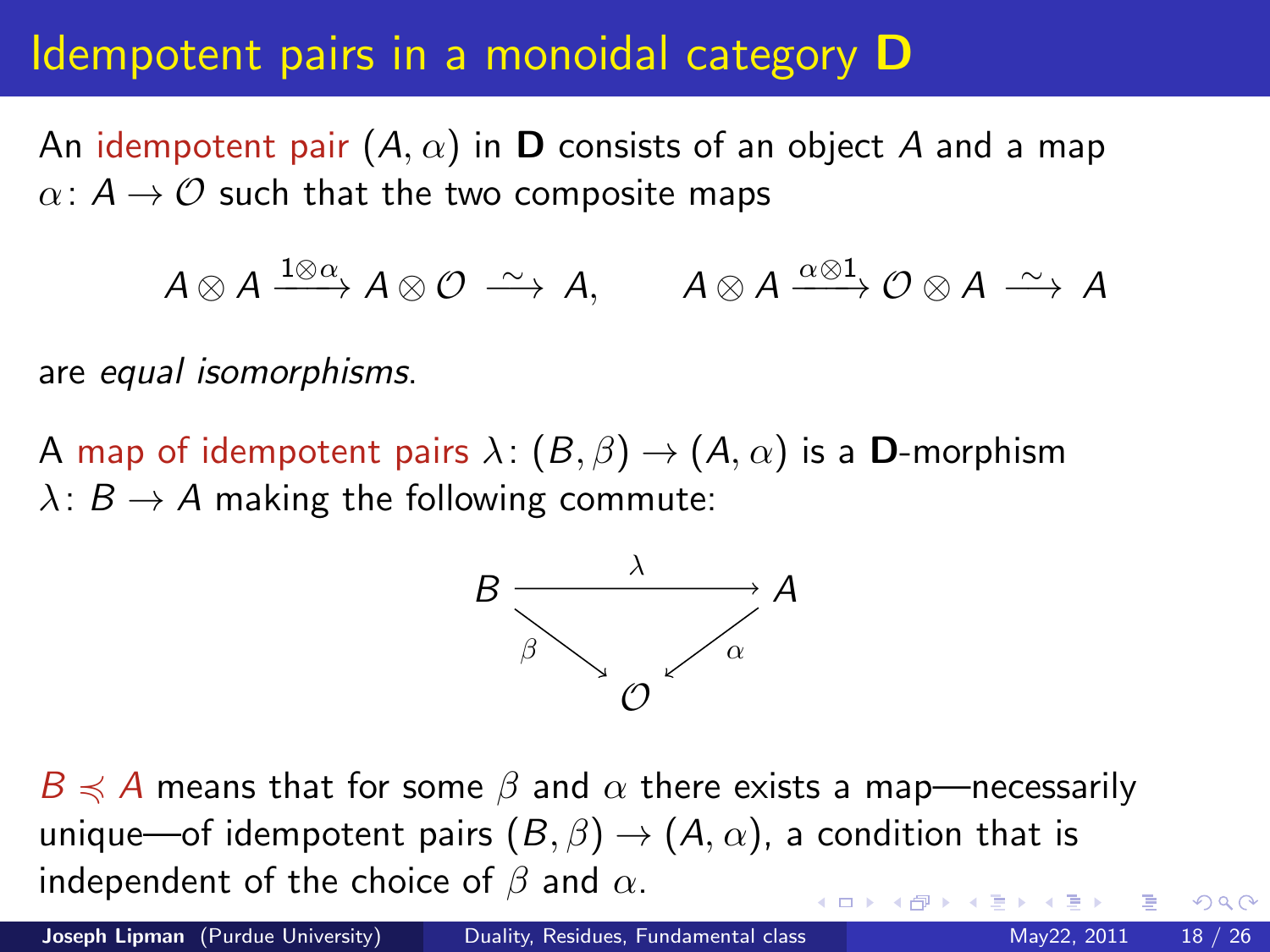# Idempotent pairs in a monoidal category $\mathbf{D}$

An idempotent pair $(A, \alpha)$ in $\mathbf{D}$ consists of an object $A$ and a map $\alpha\colon A \to \mathcal{O}$ such that the two composite maps

$$A \otimes A \xrightarrow{1\otimes\alpha} A \otimes \mathcal{O} \xrightarrow{\ \sim\ } A, \qquad A \otimes A \xrightarrow{\alpha\otimes 1} \mathcal{O} \otimes A \xrightarrow{\ \sim\ } A$$

are *equal isomorphisms*.

A map of idempotent pairs $\lambda\colon (B, \beta) \to (A, \alpha)$ is a $\mathbf{D}$-morphism $\lambda\colon B \to A$ making the following commute:

$$\begin{array}{ccc} B & \xrightarrow{\quad\lambda\quad} & A \\ & {\scriptstyle\beta}\searrow \quad \swarrow{\scriptstyle\alpha} & \\ & \mathcal{O} & \end{array}$$

$B \preccurlyeq A$ means that for some $\beta$ and $\alpha$ there exists a map—necessarily unique—of idempotent pairs $(B, \beta) \to (A, \alpha)$, a condition that is independent of the choice of $\beta$ and $\alpha$.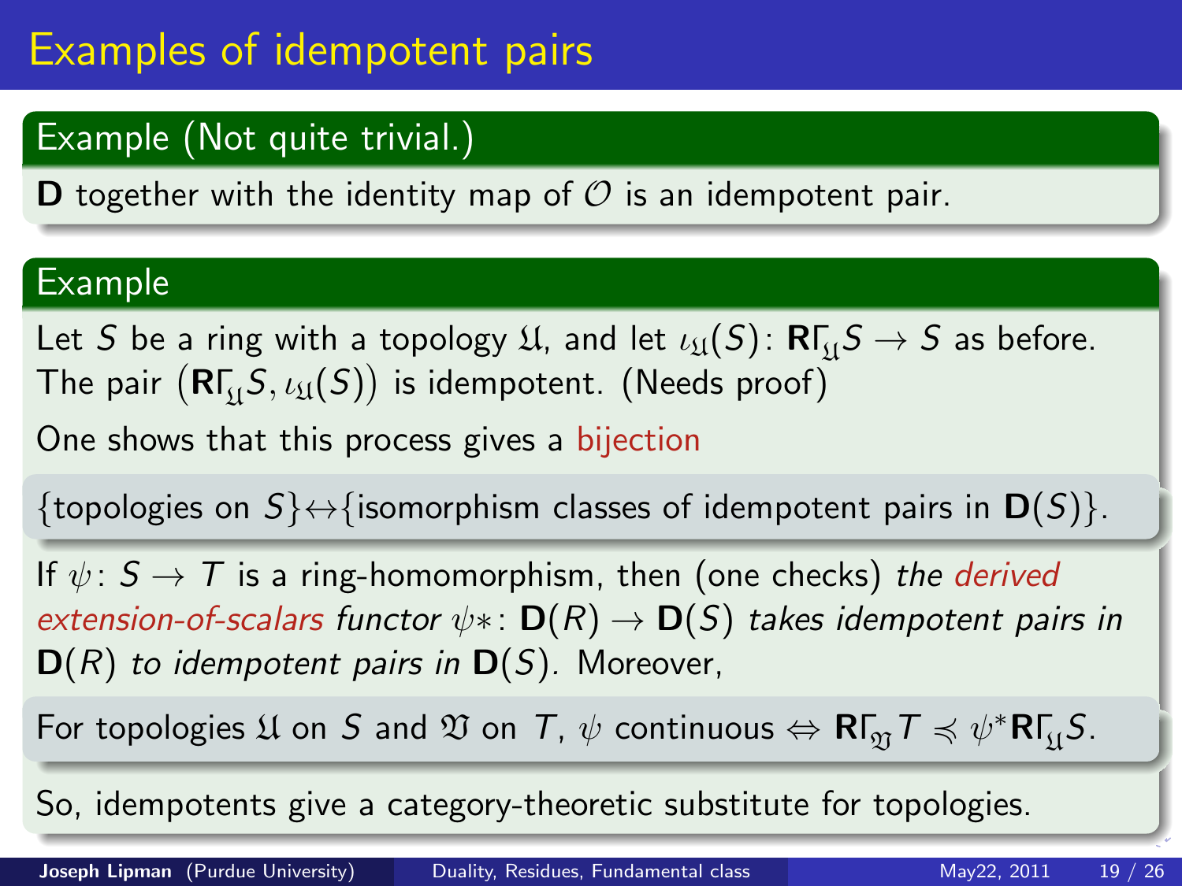# Examples of idempotent pairs

### Example (Not quite trivial.)

$\mathbf{D}$ together with the identity map of $\mathcal{O}$ is an idempotent pair.

### Example

Let $S$ be a ring with a topology $\mathfrak{U}$, and let $\iota_{\mathfrak{U}}(S)\colon \mathbf{R}\Gamma_{\mathfrak{U}}S \to S$ as before. The pair $\big(\mathbf{R}\Gamma_{\mathfrak{U}}S, \iota_{\mathfrak{U}}(S)\big)$ is idempotent. (Needs proof)

One shows that this process gives a bijection

$\{$topologies on $S\}\leftrightarrow\{$isomorphism classes of idempotent pairs in $\mathbf{D}(S)\}$.

If $\psi\colon S \to T$ is a ring-homomorphism, then (one checks) *the derived extension-of-scalars functor $\psi*\colon \mathbf{D}(R) \to \mathbf{D}(S)$ takes idempotent pairs in $\mathbf{D}(R)$ to idempotent pairs in $\mathbf{D}(S)$.* Moreover,

For topologies $\mathfrak{U}$ on $S$ and $\mathfrak{V}$ on $T$, $\psi$ continuous $\Leftrightarrow \mathbf{R}\Gamma_{\mathfrak{V}}T \preccurlyeq \psi^*\mathbf{R}\Gamma_{\mathfrak{U}}S$.

So, idempotents give a category-theoretic substitute for topologies.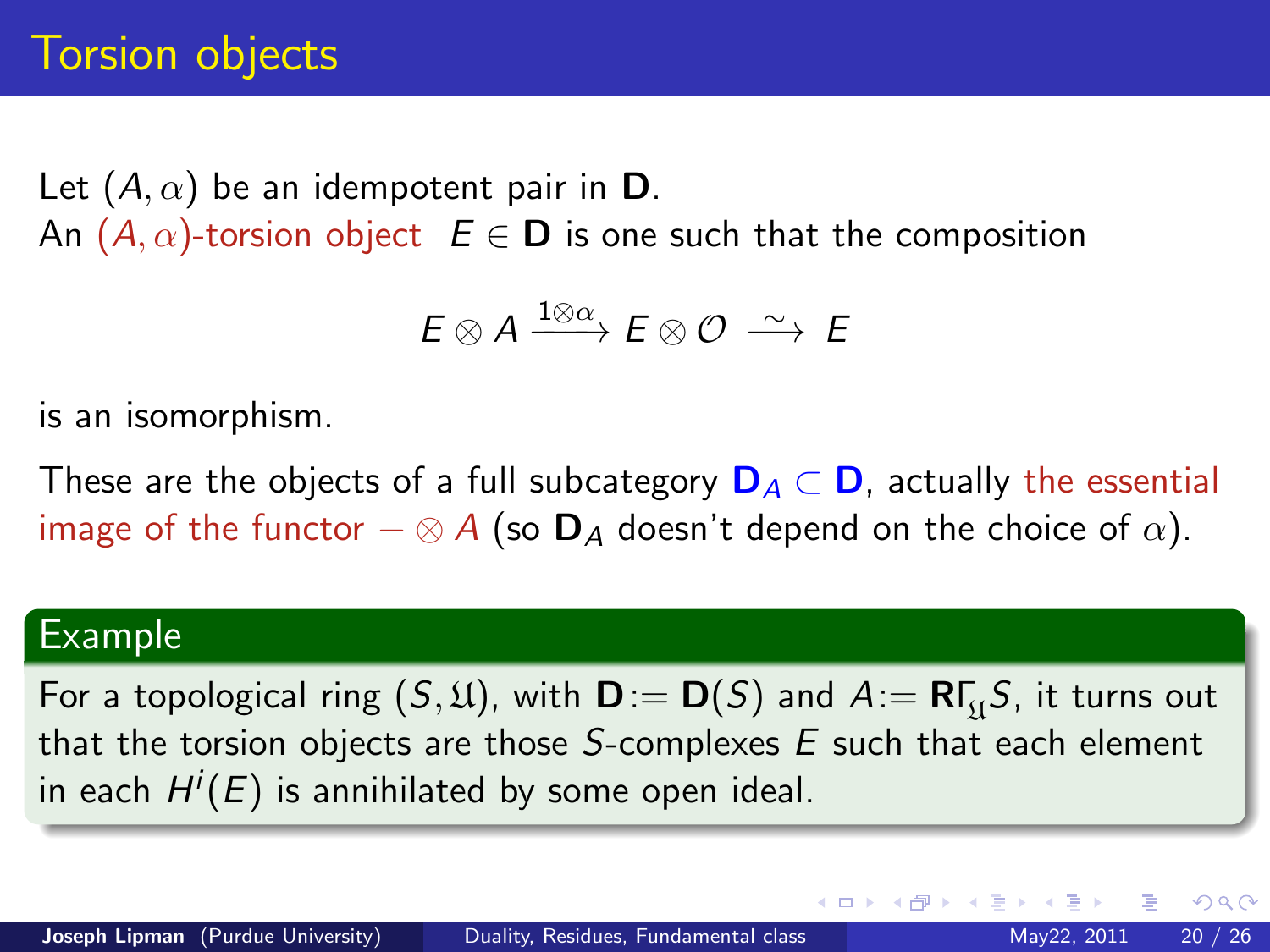# Torsion objects

Let $(A, \alpha)$ be an idempotent pair in $\mathbf{D}$.
An $(A, \alpha)$-torsion object $E \in \mathbf{D}$ is one such that the composition

$$E \otimes A \xrightarrow{1 \otimes \alpha} E \otimes \mathcal{O} \xrightarrow{\ \sim\ } E$$

is an isomorphism.

These are the objects of a full subcategory $\mathbf{D}_A \subset \mathbf{D}$, actually the essential image of the functor $- \otimes A$ (so $\mathbf{D}_A$ doesn't depend on the choice of $\alpha$).

**Example**

For a topological ring $(S, \mathfrak{U})$, with $\mathbf{D} := \mathbf{D}(S)$ and $A := \mathbf{R}\Gamma_{\mathfrak{U}} S$, it turns out that the torsion objects are those $S$-complexes $E$ such that each element in each $H^i(E)$ is annihilated by some open ideal.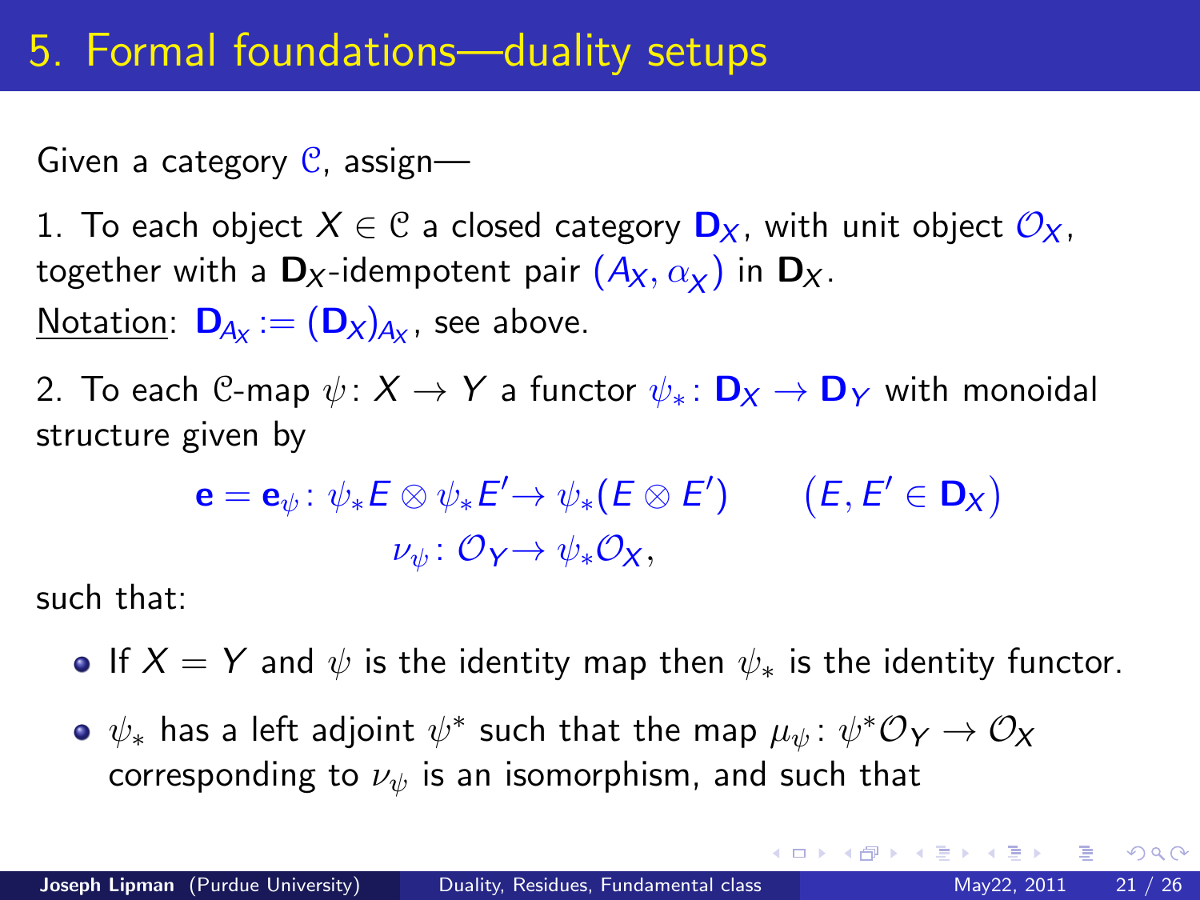# 5. Formal foundations—duality setups

Given a category $\mathcal{C}$, assign—

1. To each object $X \in \mathcal{C}$ a closed category $\mathbf{D}_X$, with unit object $\mathcal{O}_X$, together with a $\mathbf{D}_X$-idempotent pair $(A_X, \alpha_X)$ in $\mathbf{D}_X$.

<u>Notation</u>: $\mathbf{D}_{A_X} := (\mathbf{D}_X)_{A_X}$, see above.

2. To each $\mathcal{C}$-map $\psi\colon X \to Y$ a functor $\psi_*\colon \mathbf{D}_X \to \mathbf{D}_Y$ with monoidal structure given by

$$\mathbf{e} = \mathbf{e}_\psi\colon \psi_* E \otimes \psi_* E' \to \psi_*(E \otimes E') \qquad (E, E' \in \mathbf{D}_X)$$
$$\nu_\psi\colon \mathcal{O}_Y \to \psi_* \mathcal{O}_X,$$

such that:

- If $X = Y$ and $\psi$ is the identity map then $\psi_*$ is the identity functor.
- $\psi_*$ has a left adjoint $\psi^*$ such that the map $\mu_\psi\colon \psi^* \mathcal{O}_Y \to \mathcal{O}_X$ corresponding to $\nu_\psi$ is an isomorphism, and such that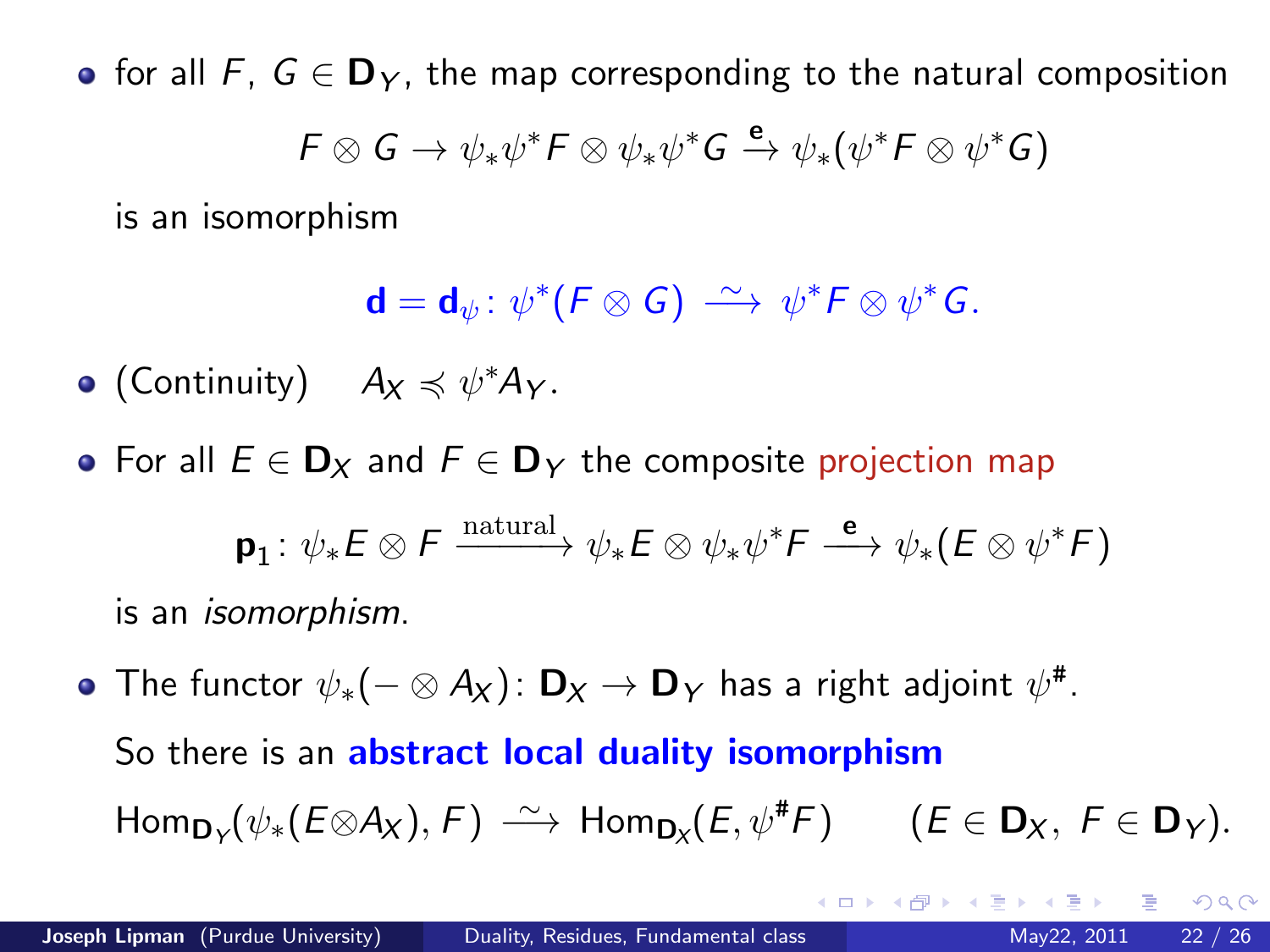- for all $F$, $G \in \mathbf{D}_Y$, the map corresponding to the natural composition

$$F \otimes G \to \psi_*\psi^*F \otimes \psi_*\psi^*G \xrightarrow{\mathbf{e}} \psi_*(\psi^*F \otimes \psi^*G)$$

  is an isomorphism

$$\mathbf{d} = \mathbf{d}_\psi \colon \psi^*(F \otimes G) \xrightarrow{\sim} \psi^*F \otimes \psi^*G.$$

- (Continuity) $\quad A_X \preccurlyeq \psi^* A_Y$.

- For all $E \in \mathbf{D}_X$ and $F \in \mathbf{D}_Y$ the composite projection map

$$\mathbf{p}_1 \colon \psi_*E \otimes F \xrightarrow{\text{natural}} \psi_*E \otimes \psi_*\psi^*F \xrightarrow{\mathbf{e}} \psi_*(E \otimes \psi^*F)$$

  is an *isomorphism*.

- The functor $\psi_*(- \otimes A_X) \colon \mathbf{D}_X \to \mathbf{D}_Y$ has a right adjoint $\psi^\#$.

  So there is an **abstract local duality isomorphism**

  $\mathrm{Hom}_{\mathbf{D}_Y}(\psi_*(E \otimes A_X), F) \xrightarrow{\sim} \mathrm{Hom}_{\mathbf{D}_X}(E, \psi^\# F) \qquad (E \in \mathbf{D}_X,\ F \in \mathbf{D}_Y).$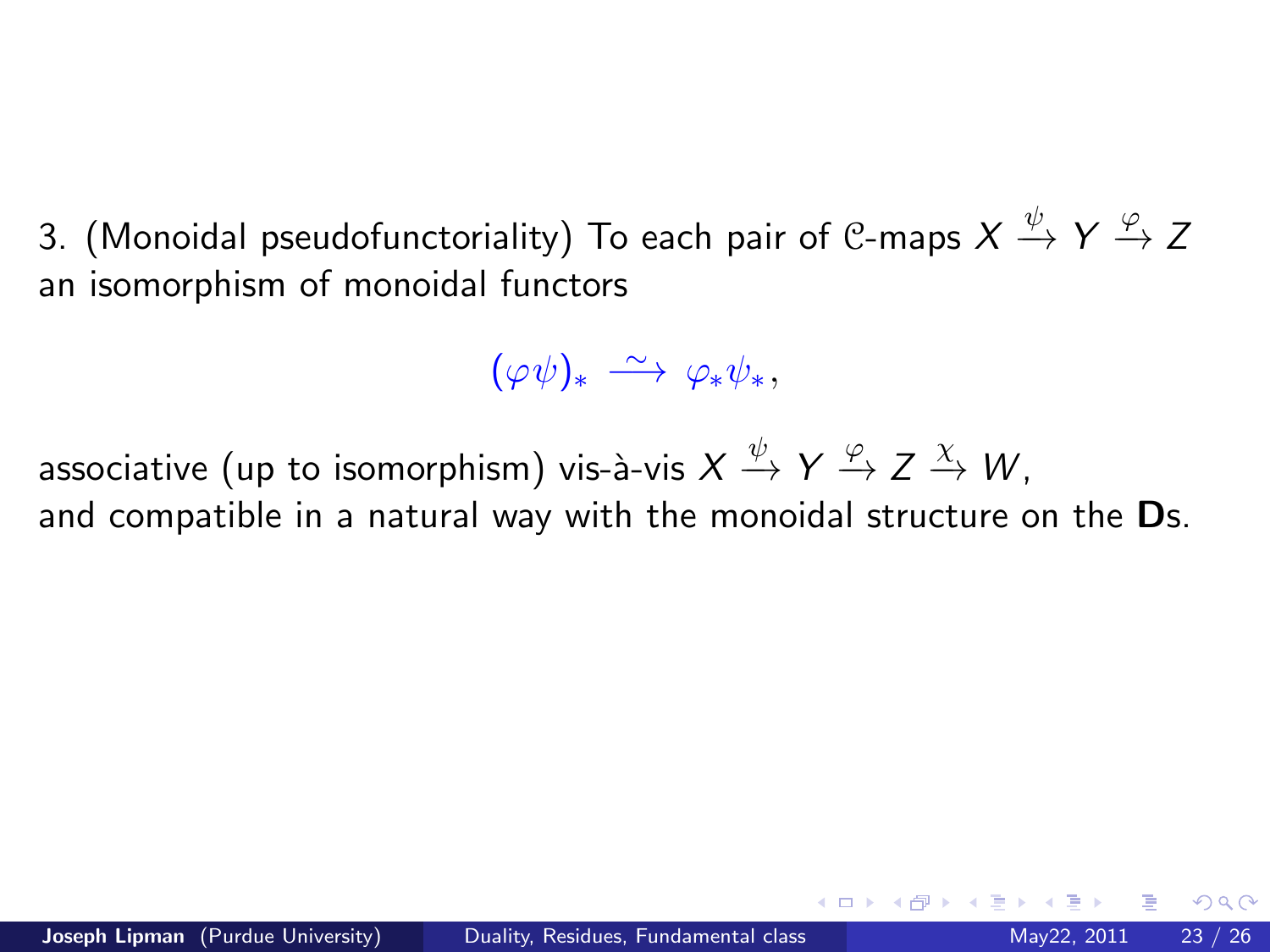3. (Monoidal pseudofunctoriality) To each pair of $\mathcal{C}$-maps $X \xrightarrow{\psi} Y \xrightarrow{\varphi} Z$ an isomorphism of monoidal functors

$$(\varphi\psi)_* \xrightarrow{\sim} \varphi_*\psi_*,$$

associative (up to isomorphism) vis-à-vis $X \xrightarrow{\psi} Y \xrightarrow{\varphi} Z \xrightarrow{\chi} W$,
and compatible in a natural way with the monoidal structure on the $\mathbf{D}$s.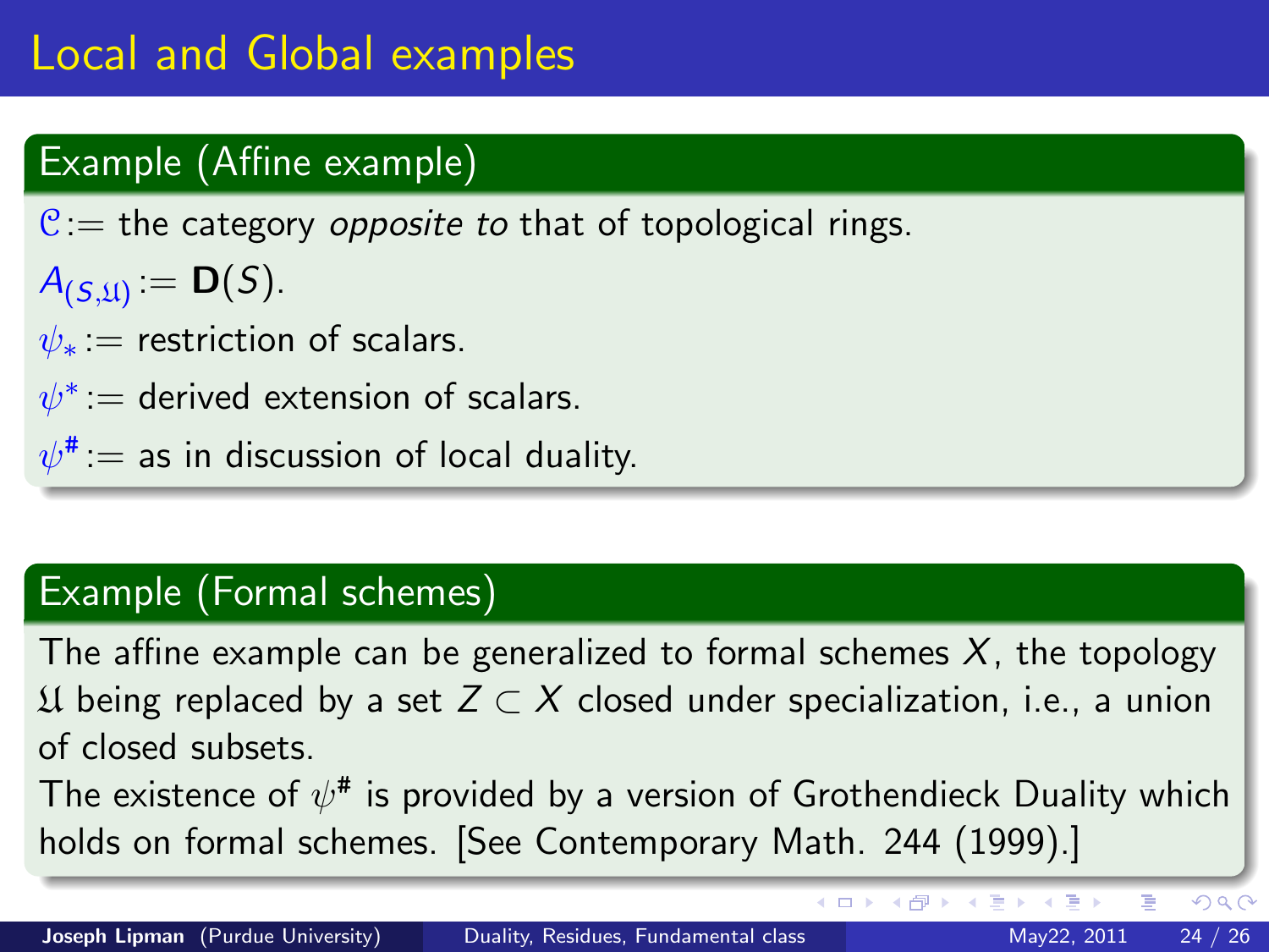# Local and Global examples

## Example (Affine example)

$\mathcal{C}$ := the category *opposite to* that of topological rings.

$A_{(S,\mathfrak{U})} := \mathbf{D}(S)$.

$\psi_*$ := restriction of scalars.

$\psi^*$ := derived extension of scalars.

$\psi^\#$ := as in discussion of local duality.

## Example (Formal schemes)

The affine example can be generalized to formal schemes $X$, the topology $\mathfrak{U}$ being replaced by a set $Z \subset X$ closed under specialization, i.e., a union of closed subsets.

The existence of $\psi^\#$ is provided by a version of Grothendieck Duality which holds on formal schemes. [See Contemporary Math. 244 (1999).]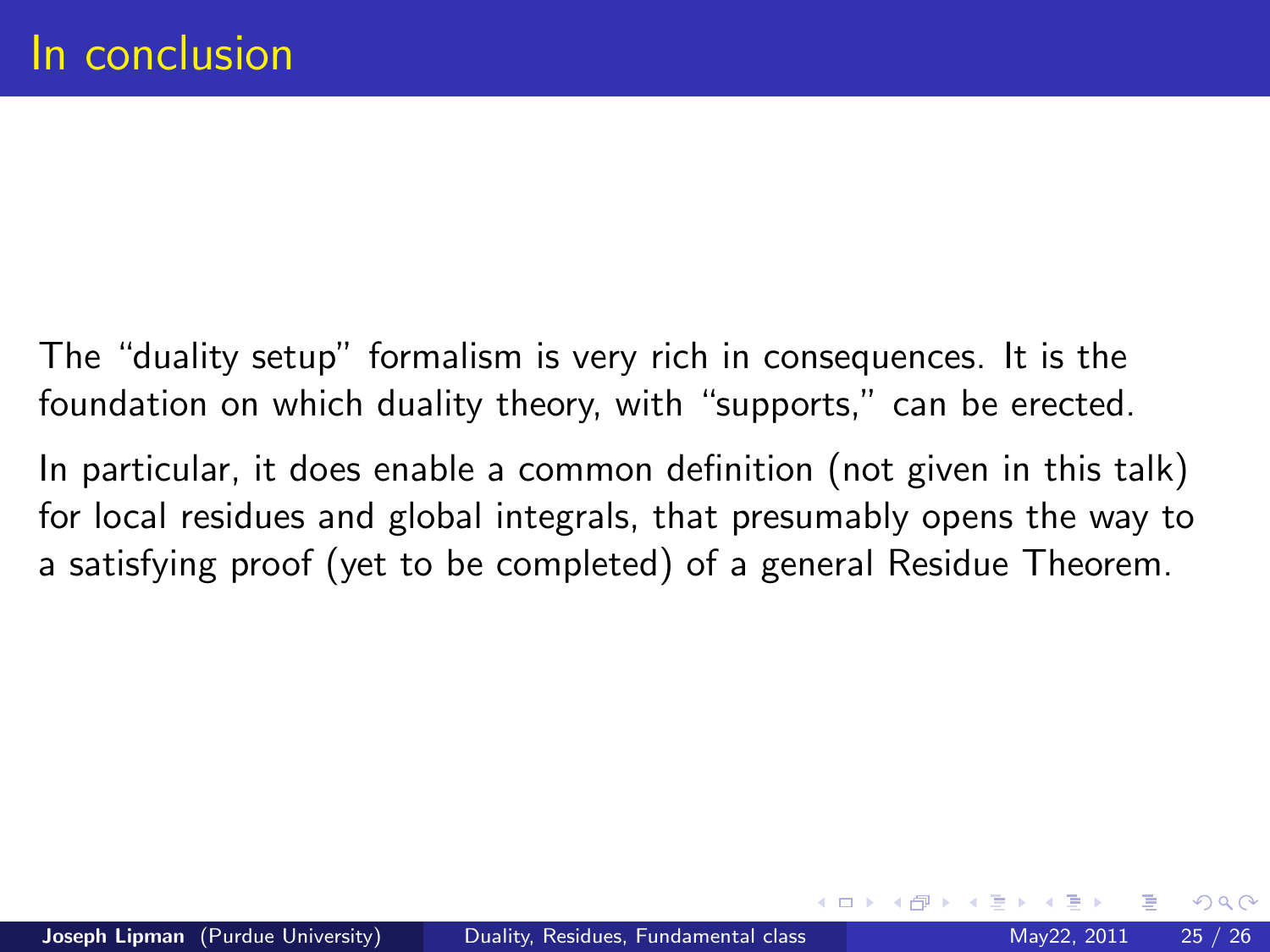# In conclusion

The "duality setup" formalism is very rich in consequences. It is the foundation on which duality theory, with "supports," can be erected.

In particular, it does enable a common definition (not given in this talk) for local residues and global integrals, that presumably opens the way to a satisfying proof (yet to be completed) of a general Residue Theorem.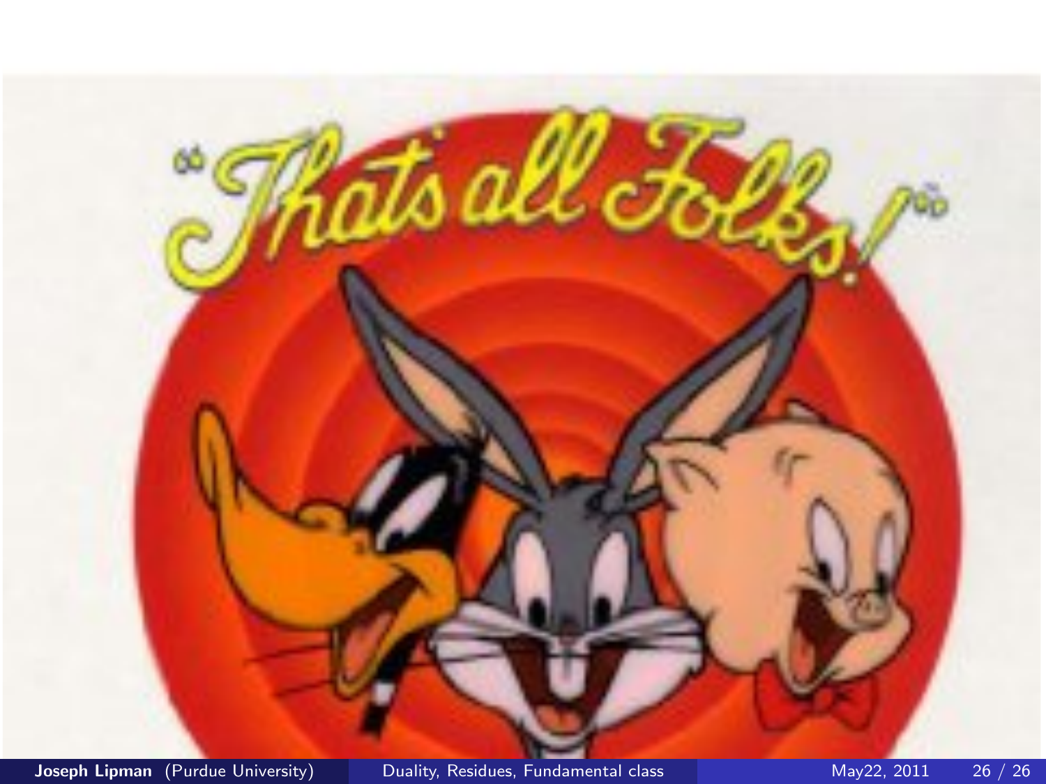"That's all Folks!"